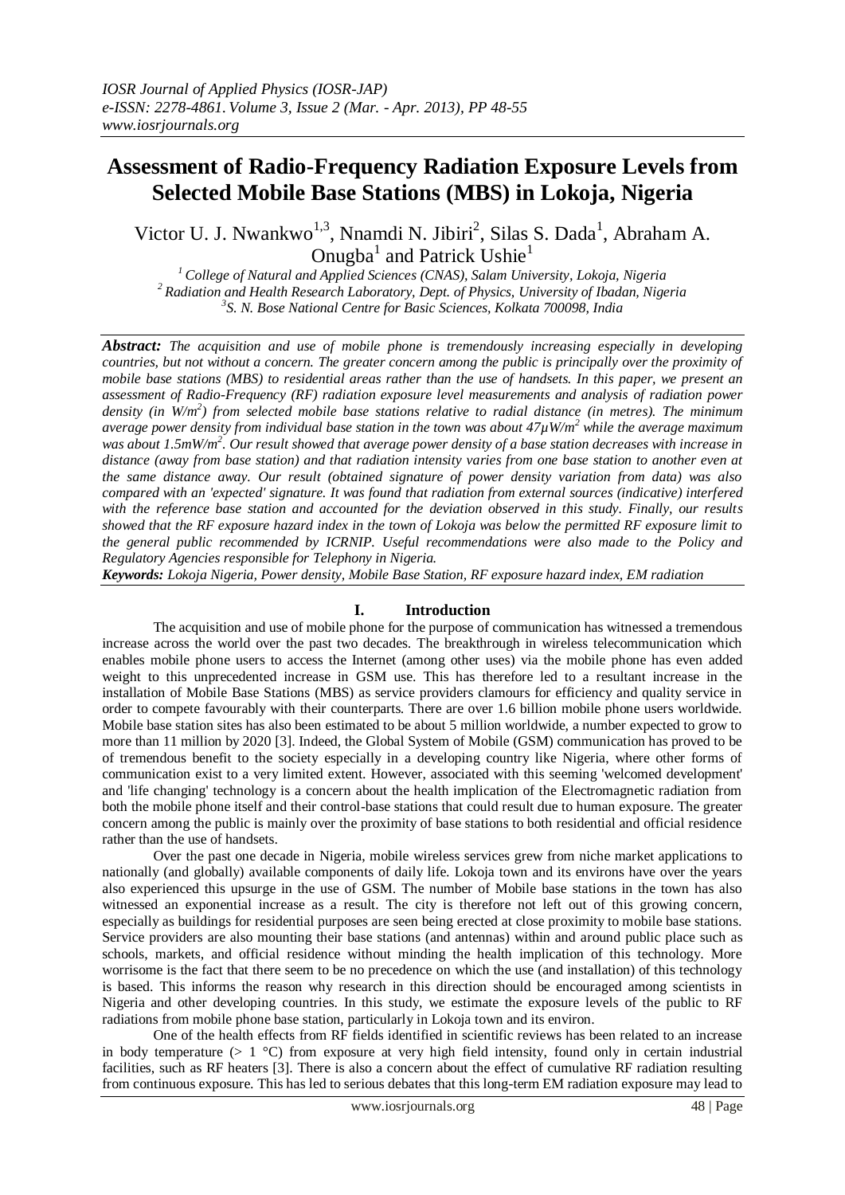# Assessment of Radio-Frequency Radiation Exposure Levels from Selected Mobile Base Stations (MBS) in Lokoja, Nigeria

Victor U. J. Nwankwo[1,3], Nnamdi N. Jibiri[2], Silas S. Dada[1], Abraham A. Onugba[1] and Patrick Ushie[1]

[1] College of Natural and Applied Sciences (CNAS), Salam University, Lokoja, Nigeria
[2] Radiation and Health Research Laboratory, Dept. of Physics, University of Ibadan, Nigeria
[3] S. N. Bose National Centre for Basic Sciences, Kolkata 700098, India

***Abstract:*** *The acquisition and use of mobile phone is tremendously increasing especially in developing countries, but not without a concern. The greater concern among the public is principally over the proximity of mobile base stations (MBS) to residential areas rather than the use of handsets. In this paper, we present an assessment of Radio-Frequency (RF) radiation exposure level measurements and analysis of radiation power density (in $W/m^2$) from selected mobile base stations relative to radial distance (in metres). The minimum average power density from individual base station in the town was about $47\mu W/m^2$ while the average maximum was about $1.5mW/m^2$. Our result showed that average power density of a base station decreases with increase in distance (away from base station) and that radiation intensity varies from one base station to another even at the same distance away. Our result (obtained signature of power density variation from data) was also compared with an 'expected' signature. It was found that radiation from external sources (indicative) interfered with the reference base station and accounted for the deviation observed in this study. Finally, our results showed that the RF exposure hazard index in the town of Lokoja was below the permitted RF exposure limit to the general public recommended by ICRNIP. Useful recommendations were also made to the Policy and Regulatory Agencies responsible for Telephony in Nigeria.*

***Keywords:*** *Lokoja Nigeria, Power density, Mobile Base Station, RF exposure hazard index, EM radiation*

## I. Introduction

The acquisition and use of mobile phone for the purpose of communication has witnessed a tremendous increase across the world over the past two decades. The breakthrough in wireless telecommunication which enables mobile phone users to access the Internet (among other uses) via the mobile phone has even added weight to this unprecedented increase in GSM use. This has therefore led to a resultant increase in the installation of Mobile Base Stations (MBS) as service providers clamours for efficiency and quality service in order to compete favourably with their counterparts. There are over 1.6 billion mobile phone users worldwide. Mobile base station sites has also been estimated to be about 5 million worldwide, a number expected to grow to more than 11 million by 2020 [3]. Indeed, the Global System of Mobile (GSM) communication has proved to be of tremendous benefit to the society especially in a developing country like Nigeria, where other forms of communication exist to a very limited extent. However, associated with this seeming 'welcomed development' and 'life changing' technology is a concern about the health implication of the Electromagnetic radiation from both the mobile phone itself and their control-base stations that could result due to human exposure. The greater concern among the public is mainly over the proximity of base stations to both residential and official residence rather than the use of handsets.

Over the past one decade in Nigeria, mobile wireless services grew from niche market applications to nationally (and globally) available components of daily life. Lokoja town and its environs have over the years also experienced this upsurge in the use of GSM. The number of Mobile base stations in the town has also witnessed an exponential increase as a result. The city is therefore not left out of this growing concern, especially as buildings for residential purposes are seen being erected at close proximity to mobile base stations. Service providers are also mounting their base stations (and antennas) within and around public place such as schools, markets, and official residence without minding the health implication of this technology. More worrisome is the fact that there seem to be no precedence on which the use (and installation) of this technology is based. This informs the reason why research in this direction should be encouraged among scientists in Nigeria and other developing countries. In this study, we estimate the exposure levels of the public to RF radiations from mobile phone base station, particularly in Lokoja town and its environ.

One of the health effects from RF fields identified in scientific reviews has been related to an increase in body temperature (> 1 °C) from exposure at very high field intensity, found only in certain industrial facilities, such as RF heaters [3]. There is also a concern about the effect of cumulative RF radiation resulting from continuous exposure. This has led to serious debates that this long-term EM radiation exposure may lead to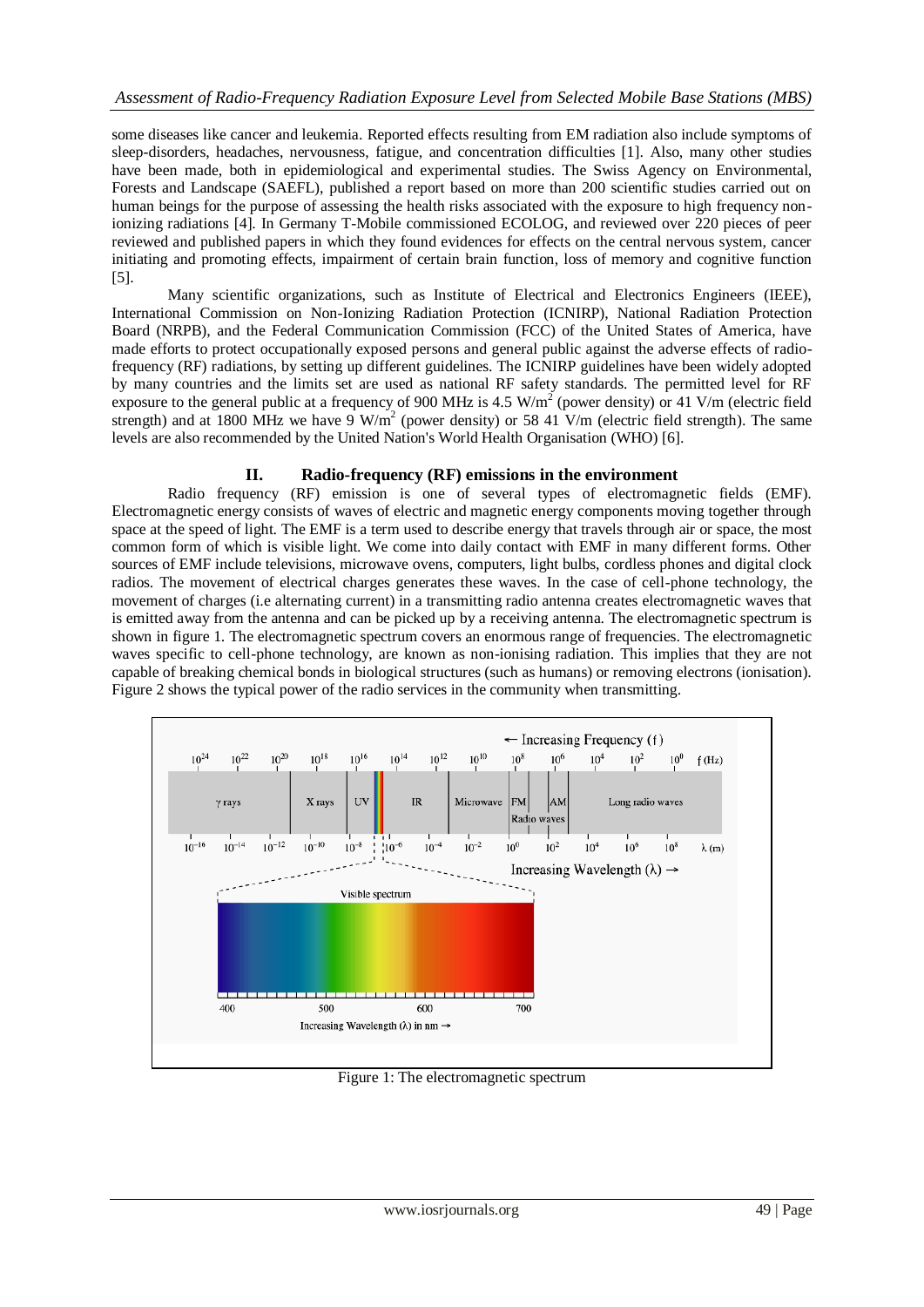some diseases like cancer and leukemia. Reported effects resulting from EM radiation also include symptoms of sleep-disorders, headaches, nervousness, fatigue, and concentration difficulties [1]. Also, many other studies have been made, both in epidemiological and experimental studies. The Swiss Agency on Environmental, Forests and Landscape (SAEFL), published a report based on more than 200 scientific studies carried out on human beings for the purpose of assessing the health risks associated with the exposure to high frequency non-ionizing radiations [4]. In Germany T-Mobile commissioned ECOLOG, and reviewed over 220 pieces of peer reviewed and published papers in which they found evidences for effects on the central nervous system, cancer initiating and promoting effects, impairment of certain brain function, loss of memory and cognitive function [5].

Many scientific organizations, such as Institute of Electrical and Electronics Engineers (IEEE), International Commission on Non-Ionizing Radiation Protection (ICNIRP), National Radiation Protection Board (NRPB), and the Federal Communication Commission (FCC) of the United States of America, have made efforts to protect occupationally exposed persons and general public against the adverse effects of radio-frequency (RF) radiations, by setting up different guidelines. The ICNIRP guidelines have been widely adopted by many countries and the limits set are used as national RF safety standards. The permitted level for RF exposure to the general public at a frequency of 900 MHz is 4.5 $W/m^2$ (power density) or 41 V/m (electric field strength) and at 1800 MHz we have 9 $W/m^2$ (power density) or 58 41 V/m (electric field strength). The same levels are also recommended by the United Nation's World Health Organisation (WHO) [6].

## II. Radio-frequency (RF) emissions in the environment

Radio frequency (RF) emission is one of several types of electromagnetic fields (EMF). Electromagnetic energy consists of waves of electric and magnetic energy components moving together through space at the speed of light. The EMF is a term used to describe energy that travels through air or space, the most common form of which is visible light. We come into daily contact with EMF in many different forms. Other sources of EMF include televisions, microwave ovens, computers, light bulbs, cordless phones and digital clock radios. The movement of electrical charges generates these waves. In the case of cell-phone technology, the movement of charges (i.e alternating current) in a transmitting radio antenna creates electromagnetic waves that is emitted away from the antenna and can be picked up by a receiving antenna. The electromagnetic spectrum is shown in figure 1. The electromagnetic spectrum covers an enormous range of frequencies. The electromagnetic waves specific to cell-phone technology, are known as non-ionising radiation. This implies that they are not capable of breaking chemical bonds in biological structures (such as humans) or removing electrons (ionisation). Figure 2 shows the typical power of the radio services in the community when transmitting.

Figure 1: The electromagnetic spectrum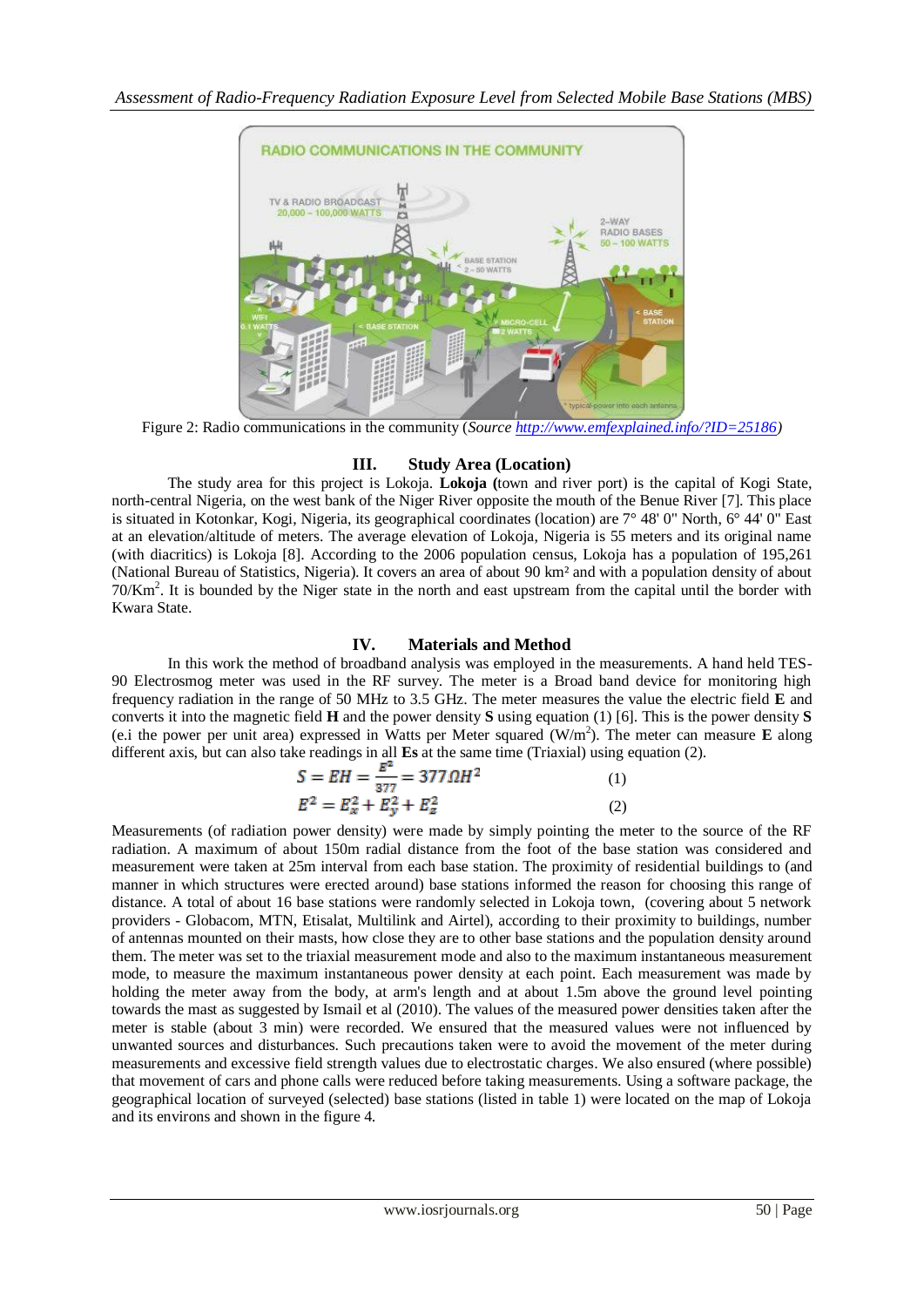Figure 2: Radio communications in the community (*Source http://www.emfexplained.info/?ID=25186)*

## III. Study Area (Location)

The study area for this project is Lokoja. **Lokoja (**town and river port) is the capital of Kogi State, north-central Nigeria, on the west bank of the Niger River opposite the mouth of the Benue River [7]. This place is situated in Kotonkar, Kogi, Nigeria, its geographical coordinates (location) are 7° 48' 0" North, 6° 44' 0" East at an elevation/altitude of meters. The average elevation of Lokoja, Nigeria is 55 meters and its original name (with diacritics) is Lokoja [8]. According to the 2006 population census, Lokoja has a population of 195,261 (National Bureau of Statistics, Nigeria). It covers an area of about 90 km² and with a population density of about 70/Km$^2$. It is bounded by the Niger state in the north and east upstream from the capital until the border with Kwara State.

## IV. Materials and Method

In this work the method of broadband analysis was employed in the measurements. A hand held TES-90 Electrosmog meter was used in the RF survey. The meter is a Broad band device for monitoring high frequency radiation in the range of 50 MHz to 3.5 GHz. The meter measures the value the electric field **E** and converts it into the magnetic field **H** and the power density **S** using equation (1) [6]. This is the power density **S** (e.i the power per unit area) expressed in Watts per Meter squared (W/m$^2$). The meter can measure **E** along different axis, but can also take readings in all **Es** at the same time (Triaxial) using equation (2).

$$S = EH = \frac{E^2}{377} = 377\Omega H^2 \qquad (1)$$

$$E^2 = E_x^2 + E_y^2 + E_z^2 \qquad (2)$$

Measurements (of radiation power density) were made by simply pointing the meter to the source of the RF radiation. A maximum of about 150m radial distance from the foot of the base station was considered and measurement were taken at 25m interval from each base station. The proximity of residential buildings to (and manner in which structures were erected around) base stations informed the reason for choosing this range of distance. A total of about 16 base stations were randomly selected in Lokoja town, (covering about 5 network providers - Globacom, MTN, Etisalat, Multilink and Airtel), according to their proximity to buildings, number of antennas mounted on their masts, how close they are to other base stations and the population density around them. The meter was set to the triaxial measurement mode and also to the maximum instantaneous measurement mode, to measure the maximum instantaneous power density at each point. Each measurement was made by holding the meter away from the body, at arm's length and at about 1.5m above the ground level pointing towards the mast as suggested by Ismail et al (2010). The values of the measured power densities taken after the meter is stable (about 3 min) were recorded. We ensured that the measured values were not influenced by unwanted sources and disturbances. Such precautions taken were to avoid the movement of the meter during measurements and excessive field strength values due to electrostatic charges. We also ensured (where possible) that movement of cars and phone calls were reduced before taking measurements. Using a software package, the geographical location of surveyed (selected) base stations (listed in table 1) were located on the map of Lokoja and its environs and shown in the figure 4.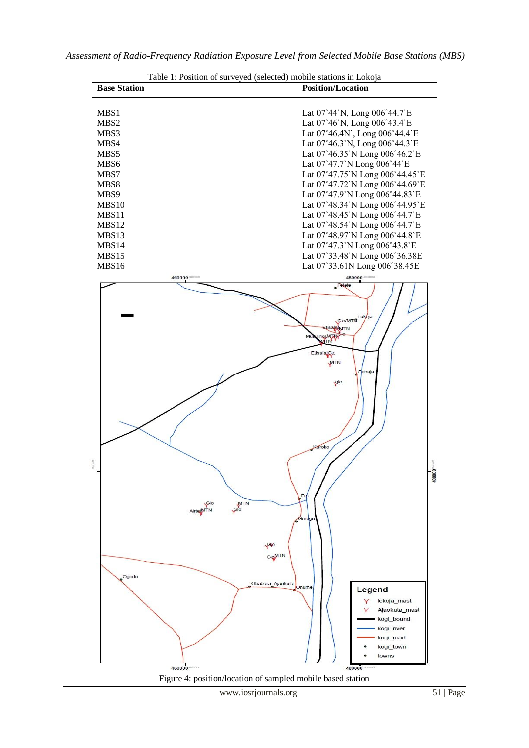Table 1: Position of surveyed (selected) mobile stations in Lokoja

| Base Station | Position/Location |
|---|---|
| MBS1 | Lat 07˚44`N, Long 006˚44.7`E |
| MBS2 | Lat 07˚46`N, Long 006˚43.4`E |
| MBS3 | Lat 07˚46.4N`, Long 006˚44.4`E |
| MBS4 | Lat 07˚46.3`N, Long 006˚44.3`E |
| MBS5 | Lat 07˚46.35`N Long 006˚46.2`E |
| MBS6 | Lat 07˚47.7`N Long 006˚44`E |
| MBS7 | Lat 07˚47.75`N Long 006˚44.45`E |
| MBS8 | Lat 07˚47.72`N Long 006˚44.69`E |
| MBS9 | Lat 07˚47.9`N Long 006˚44.83`E |
| MBS10 | Lat 07˚48.34`N Long 006˚44.95`E |
| MBS11 | Lat 07˚48.45`N Long 006˚44.7`E |
| MBS12 | Lat 07˚48.54`N Long 006˚44.7`E |
| MBS13 | Lat 07˚48.97`N Long 006˚44.8`E |
| MBS14 | Lat 07˚47.3`N Long 006˚43.8`E |
| MBS15 | Lat 07˚33.48`N Long 006˚36.38E |
| MBS16 | Lat 07˚33.61N Long 006˚38.45E |

Figure 4: position/location of sampled mobile based station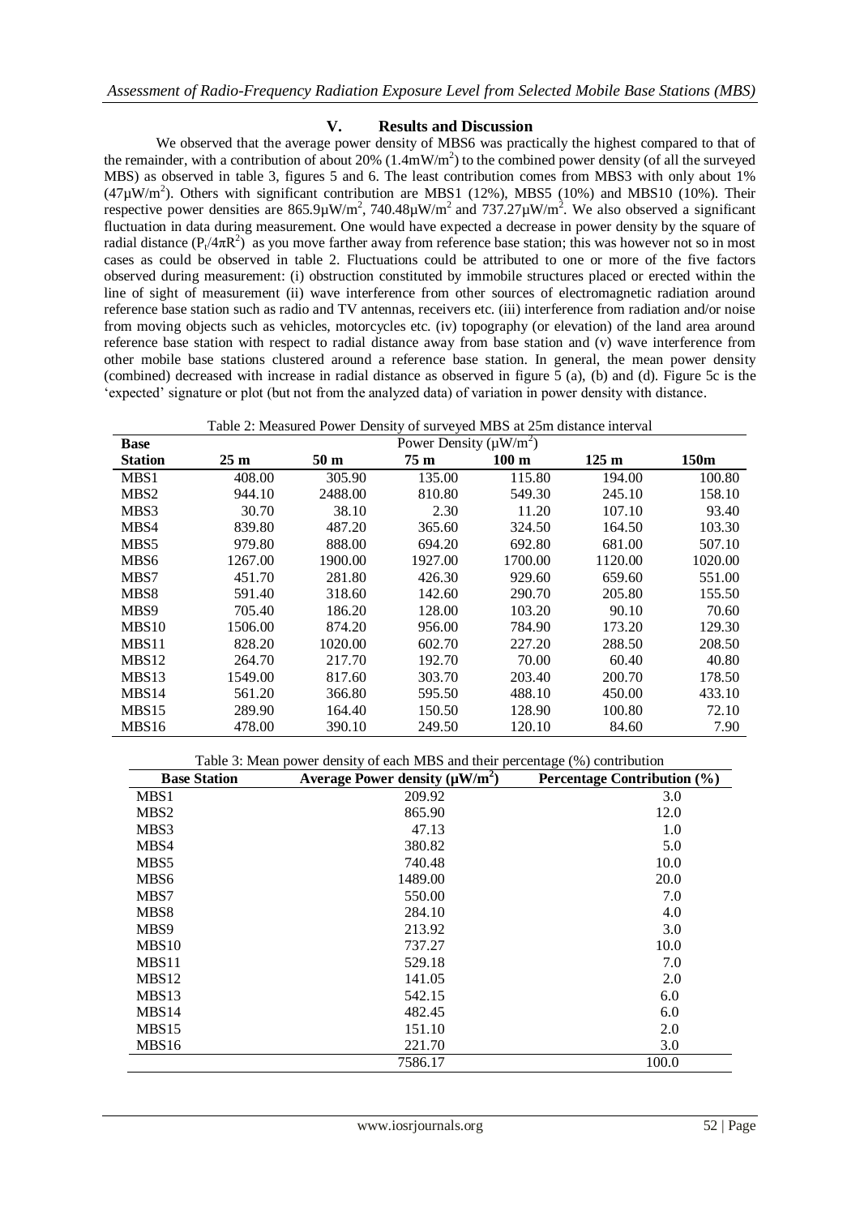## V. Results and Discussion

We observed that the average power density of MBS6 was practically the highest compared to that of the remainder, with a contribution of about 20% ($1.4mW/m^2$) to the combined power density (of all the surveyed MBS) as observed in table 3, figures 5 and 6. The least contribution comes from MBS3 with only about 1% ($47\mu W/m^2$). Others with significant contribution are MBS1 (12%), MBS5 (10%) and MBS10 (10%). Their respective power densities are $865.9\mu W/m^2$, $740.48\mu W/m^2$ and $737.27\mu W/m^2$. We also observed a significant fluctuation in data during measurement. One would have expected a decrease in power density by the square of radial distance ($P_t/4\pi R^2$) as you move farther away from reference base station; this was however not so in most cases as could be observed in table 2. Fluctuations could be attributed to one or more of the five factors observed during measurement: (i) obstruction constituted by immobile structures placed or erected within the line of sight of measurement (ii) wave interference from other sources of electromagnetic radiation around reference base station such as radio and TV antennas, receivers etc. (iii) interference from radiation and/or noise from moving objects such as vehicles, motorcycles etc. (iv) topography (or elevation) of the land area around reference base station with respect to radial distance away from base station and (v) wave interference from other mobile base stations clustered around a reference base station. In general, the mean power density (combined) decreased with increase in radial distance as observed in figure 5 (a), (b) and (d). Figure 5c is the 'expected' signature or plot (but not from the analyzed data) of variation in power density with distance.

Table 2: Measured Power Density of surveyed MBS at 25m distance interval

| Base Station | Power Density ($\mu W/m^2$) | | | | | |
|---|---|---|---|---|---|---|
| | 25 m | 50 m | 75 m | 100 m | 125 m | 150m |
| MBS1 | 408.00 | 305.90 | 135.00 | 115.80 | 194.00 | 100.80 |
| MBS2 | 944.10 | 2488.00 | 810.80 | 549.30 | 245.10 | 158.10 |
| MBS3 | 30.70 | 38.10 | 2.30 | 11.20 | 107.10 | 93.40 |
| MBS4 | 839.80 | 487.20 | 365.60 | 324.50 | 164.50 | 103.30 |
| MBS5 | 979.80 | 888.00 | 694.20 | 692.80 | 681.00 | 507.10 |
| MBS6 | 1267.00 | 1900.00 | 1927.00 | 1700.00 | 1120.00 | 1020.00 |
| MBS7 | 451.70 | 281.80 | 426.30 | 929.60 | 659.60 | 551.00 |
| MBS8 | 591.40 | 318.60 | 142.60 | 290.70 | 205.80 | 155.50 |
| MBS9 | 705.40 | 186.20 | 128.00 | 103.20 | 90.10 | 70.60 |
| MBS10 | 1506.00 | 874.20 | 956.00 | 784.90 | 173.20 | 129.30 |
| MBS11 | 828.20 | 1020.00 | 602.70 | 227.20 | 288.50 | 208.50 |
| MBS12 | 264.70 | 217.70 | 192.70 | 70.00 | 60.40 | 40.80 |
| MBS13 | 1549.00 | 817.60 | 303.70 | 203.40 | 200.70 | 178.50 |
| MBS14 | 561.20 | 366.80 | 595.50 | 488.10 | 450.00 | 433.10 |
| MBS15 | 289.90 | 164.40 | 150.50 | 128.90 | 100.80 | 72.10 |
| MBS16 | 478.00 | 390.10 | 249.50 | 120.10 | 84.60 | 7.90 |

Table 3: Mean power density of each MBS and their percentage (%) contribution

| Base Station | Average Power density ($\mu W/m^2$) | Percentage Contribution (%) |
|---|---|---|
| MBS1 | 209.92 | 3.0 |
| MBS2 | 865.90 | 12.0 |
| MBS3 | 47.13 | 1.0 |
| MBS4 | 380.82 | 5.0 |
| MBS5 | 740.48 | 10.0 |
| MBS6 | 1489.00 | 20.0 |
| MBS7 | 550.00 | 7.0 |
| MBS8 | 284.10 | 4.0 |
| MBS9 | 213.92 | 3.0 |
| MBS10 | 737.27 | 10.0 |
| MBS11 | 529.18 | 7.0 |
| MBS12 | 141.05 | 2.0 |
| MBS13 | 542.15 | 6.0 |
| MBS14 | 482.45 | 6.0 |
| MBS15 | 151.10 | 2.0 |
| MBS16 | 221.70 | 3.0 |
| | 7586.17 | 100.0 |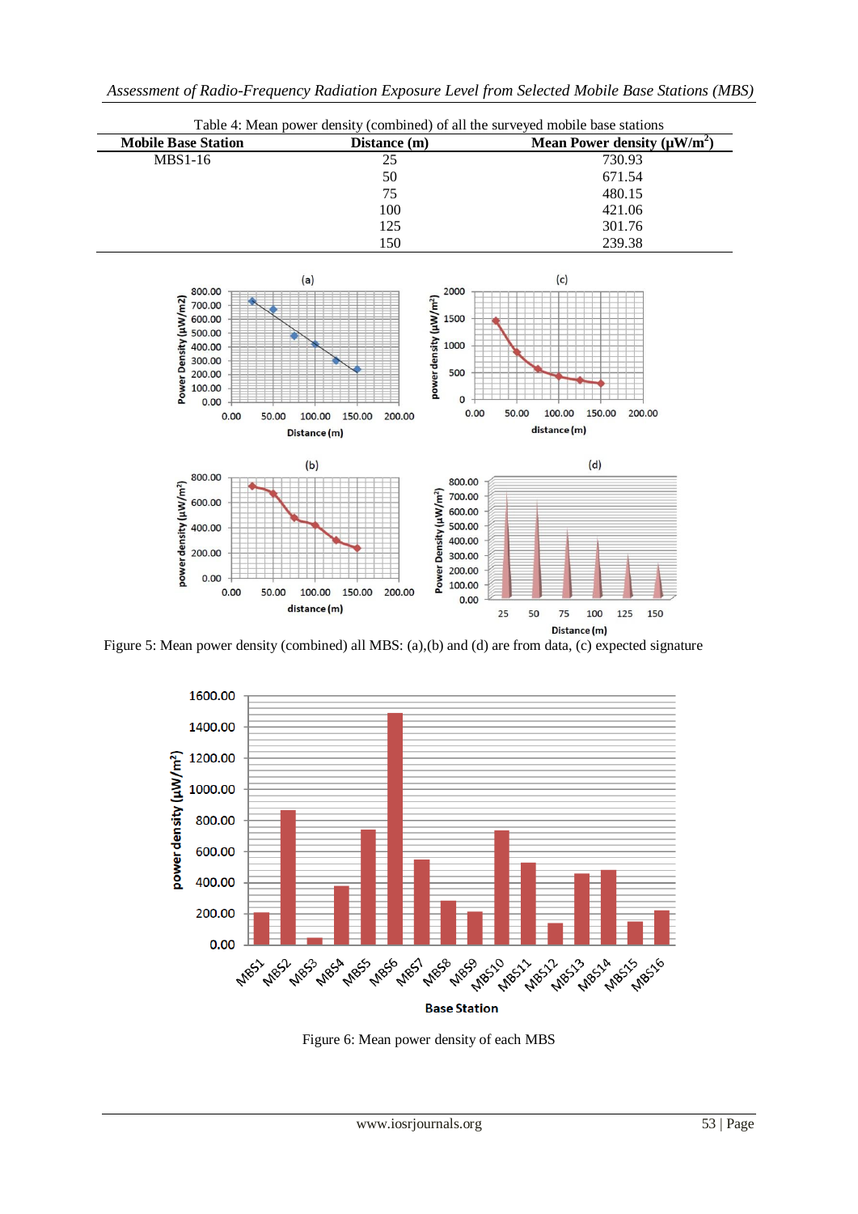Table 4: Mean power density (combined) of all the surveyed mobile base stations

| Mobile Base Station | Distance (m) | Mean Power density (μW/m$^2$) |
|---|---|---|
| MBS1-16 | 25 | 730.93 |
| | 50 | 671.54 |
| | 75 | 480.15 |
| | 100 | 421.06 |
| | 125 | 301.76 |
| | 150 | 239.38 |

Figure 5: Mean power density (combined) all MBS: (a),(b) and (d) are from data, (c) expected signature

Figure 6: Mean power density of each MBS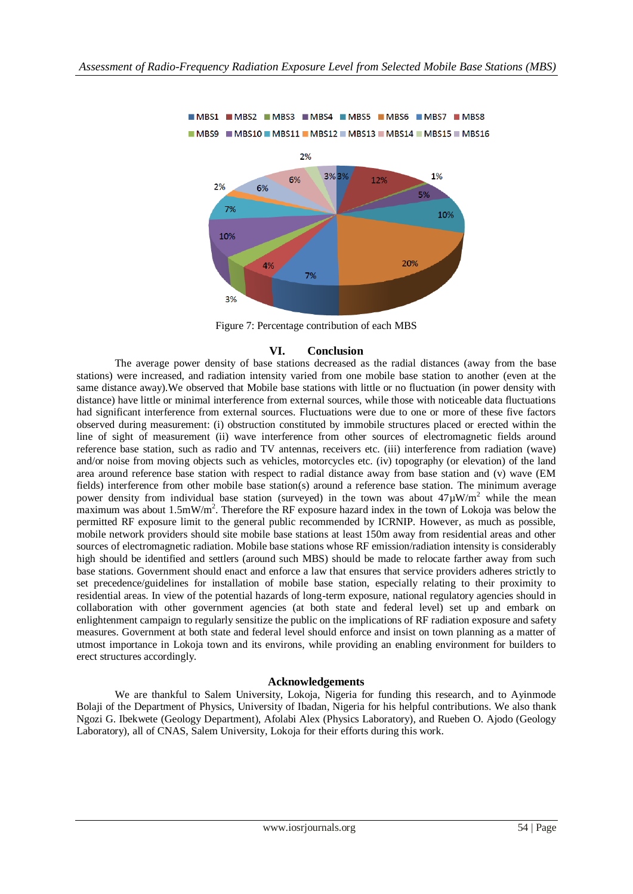Figure 7: Percentage contribution of each MBS

## VI. Conclusion

The average power density of base stations decreased as the radial distances (away from the base stations) were increased, and radiation intensity varied from one mobile base station to another (even at the same distance away).We observed that Mobile base stations with little or no fluctuation (in power density with distance) have little or minimal interference from external sources, while those with noticeable data fluctuations had significant interference from external sources. Fluctuations were due to one or more of these five factors observed during measurement: (i) obstruction constituted by immobile structures placed or erected within the line of sight of measurement (ii) wave interference from other sources of electromagnetic fields around reference base station, such as radio and TV antennas, receivers etc. (iii) interference from radiation (wave) and/or noise from moving objects such as vehicles, motorcycles etc. (iv) topography (or elevation) of the land area around reference base station with respect to radial distance away from base station and (v) wave (EM fields) interference from other mobile base station(s) around a reference base station. The minimum average power density from individual base station (surveyed) in the town was about $47\mu W/m^2$ while the mean maximum was about $1.5mW/m^2$. Therefore the RF exposure hazard index in the town of Lokoja was below the permitted RF exposure limit to the general public recommended by ICRNIP. However, as much as possible, mobile network providers should site mobile base stations at least 150m away from residential areas and other sources of electromagnetic radiation. Mobile base stations whose RF emission/radiation intensity is considerably high should be identified and settlers (around such MBS) should be made to relocate farther away from such base stations. Government should enact and enforce a law that ensures that service providers adheres strictly to set precedence/guidelines for installation of mobile base station, especially relating to their proximity to residential areas. In view of the potential hazards of long-term exposure, national regulatory agencies should in collaboration with other government agencies (at both state and federal level) set up and embark on enlightenment campaign to regularly sensitize the public on the implications of RF radiation exposure and safety measures. Government at both state and federal level should enforce and insist on town planning as a matter of utmost importance in Lokoja town and its environs, while providing an enabling environment for builders to erect structures accordingly.

## Acknowledgements

We are thankful to Salem University, Lokoja, Nigeria for funding this research, and to Ayinmode Bolaji of the Department of Physics, University of Ibadan, Nigeria for his helpful contributions. We also thank Ngozi G. Ibekwete (Geology Department), Afolabi Alex (Physics Laboratory), and Rueben O. Ajodo (Geology Laboratory), all of CNAS, Salem University, Lokoja for their efforts during this work.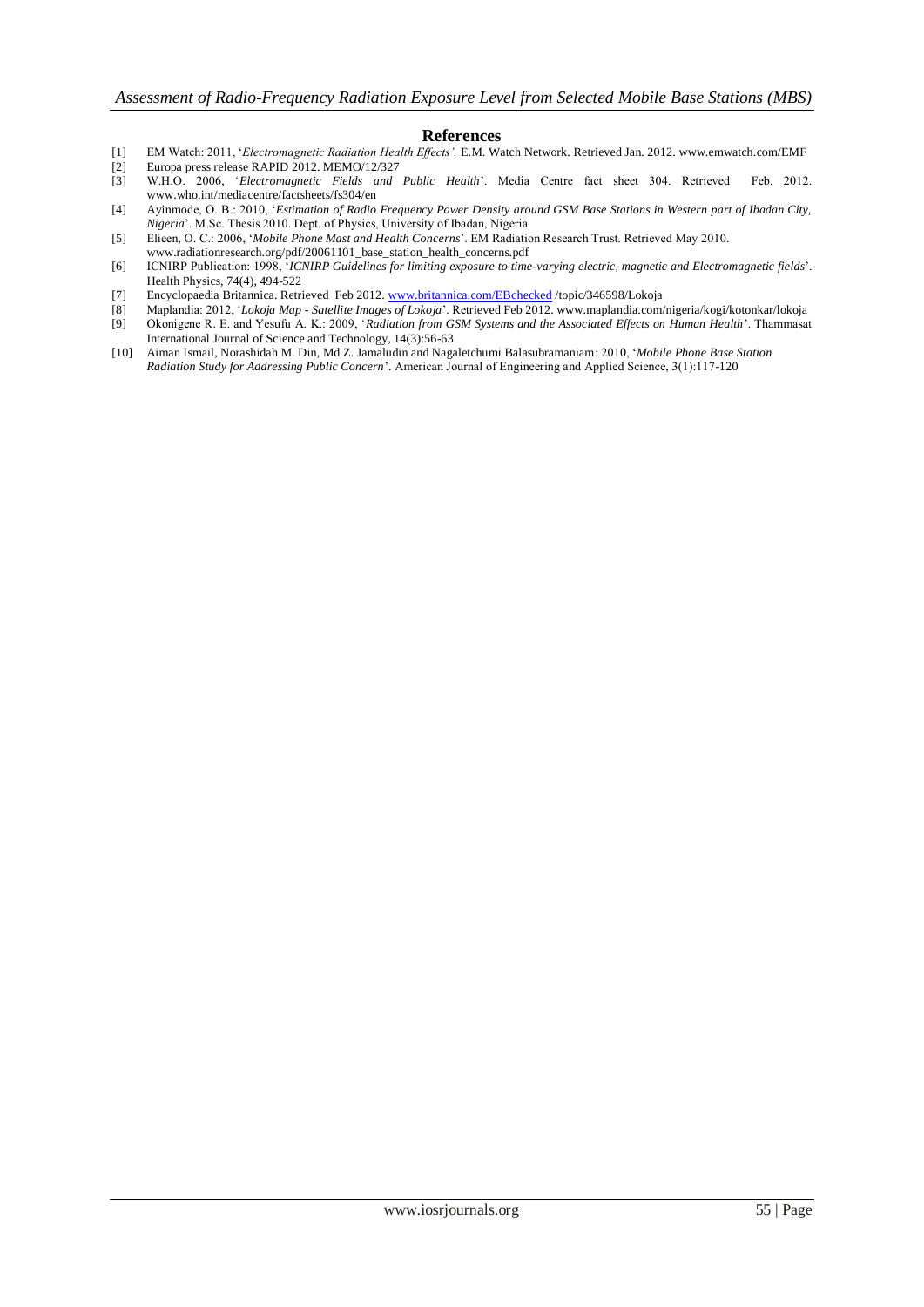## References

[1] EM Watch: 2011, '*Electromagnetic Radiation Health Effects'.* E.M. Watch Network. Retrieved Jan. 2012. www.emwatch.com/EMF

[2] Europa press release RAPID 2012. MEMO/12/327

[3] W.H.O. 2006, '*Electromagnetic Fields and Public Health*'. Media Centre fact sheet 304. Retrieved Feb. 2012. www.who.int/mediacentre/factsheets/fs304/en

[4] Ayinmode, O. B.: 2010, '*Estimation of Radio Frequency Power Density around GSM Base Stations in Western part of Ibadan City, Nigeria*'. M.Sc. Thesis 2010. Dept. of Physics, University of Ibadan, Nigeria

[5] Elieen, O. C.: 2006, '*Mobile Phone Mast and Health Concerns*'. EM Radiation Research Trust. Retrieved May 2010. www.radiationresearch.org/pdf/20061101_base_station_health_concerns.pdf

[6] ICNIRP Publication: 1998, '*ICNIRP Guidelines for limiting exposure to time-varying electric, magnetic and Electromagnetic fields*'. Health Physics, 74(4), 494-522

[7] Encyclopaedia Britannica. Retrieved Feb 2012. www.britannica.com/EBchecked /topic/346598/Lokoja

[8] Maplandia: 2012, '*Lokoja Map - Satellite Images of Lokoja*'. Retrieved Feb 2012. www.maplandia.com/nigeria/kogi/kotonkar/lokoja

[9] Okonigene R. E. and Yesufu A. K.: 2009, '*Radiation from GSM Systems and the Associated Effects on Human Health*'. Thammasat International Journal of Science and Technology, 14(3):56-63

[10] Aiman Ismail, Norashidah M. Din, Md Z. Jamaludin and Nagaletchumi Balasubramaniam: 2010, '*Mobile Phone Base Station Radiation Study for Addressing Public Concern*'. American Journal of Engineering and Applied Science, 3(1):117-120